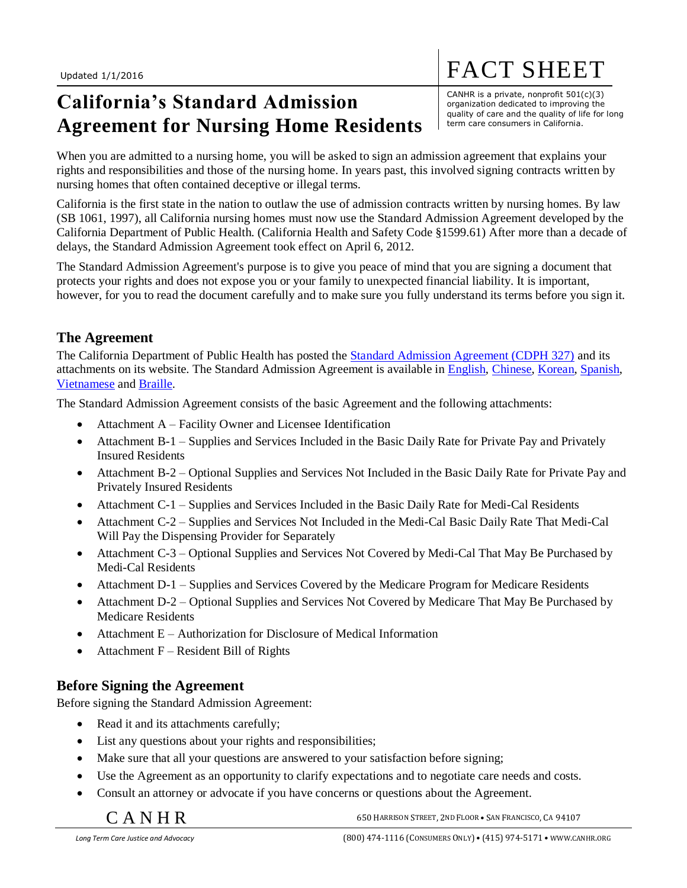Updated 1/1/2016

# FACT SHEET

CANHR is a private, nonprofit 501(c)(3) organization dedicated to improving the quality of care and the quality of life for long term care consumers in California.

# California's Standard Admission Agreement for Nursing Home Residents

When you are admitted to a nursing home, you will be asked to sign an admission agreement that explains your rights and responsibilities and those of the nursing home. In years past, this involved signing contracts written by nursing homes that often contained deceptive or illegal terms.

California is the first state in the nation to outlaw the use of admission contracts written by nursing homes. By law (SB 1061, 1997), all California nursing homes must now use the Standard Admission Agreement developed by the California Department of Public Health. (California Health and Safety Code §1599.61) After more than a decade of delays, the Standard Admission Agreement took effect on April 6, 2012.

The Standard Admission Agreement's purpose is to give you peace of mind that you are signing a document that protects your rights and does not expose you or your family to unexpected financial liability. It is important, however, for you to read the document carefully and to make sure you fully understand its terms before you sign it.

## The Agreement

The California Department of Public Health has posted the Standard Admission Agreement (CDPH 327) and its attachments on its website. The Standard Admission Agreement is available in English, Chinese, Korean, Spanish, Vietnamese and Braille.

The Standard Admission Agreement consists of the basic Agreement and the following attachments:

- Attachment A – Facility Owner and Licensee Identification
- Attachment B-1 – Supplies and Services Included in the Basic Daily Rate for Private Pay and Privately Insured Residents
- Attachment B-2 – Optional Supplies and Services Not Included in the Basic Daily Rate for Private Pay and Privately Insured Residents
- Attachment C-1 – Supplies and Services Included in the Basic Daily Rate for Medi-Cal Residents
- Attachment C-2 – Supplies and Services Not Included in the Medi-Cal Basic Daily Rate That Medi-Cal Will Pay the Dispensing Provider for Separately
- Attachment C-3 – Optional Supplies and Services Not Covered by Medi-Cal That May Be Purchased by Medi-Cal Residents
- Attachment D-1 – Supplies and Services Covered by the Medicare Program for Medicare Residents
- Attachment D-2 – Optional Supplies and Services Not Covered by Medicare That May Be Purchased by Medicare Residents
- Attachment E – Authorization for Disclosure of Medical Information
- Attachment F – Resident Bill of Rights

## Before Signing the Agreement

Before signing the Standard Admission Agreement:

- Read it and its attachments carefully;
- List any questions about your rights and responsibilities;
- Make sure that all your questions are answered to your satisfaction before signing;
- Use the Agreement as an opportunity to clarify expectations and to negotiate care needs and costs.
- Consult an attorney or advocate if you have concerns or questions about the Agreement.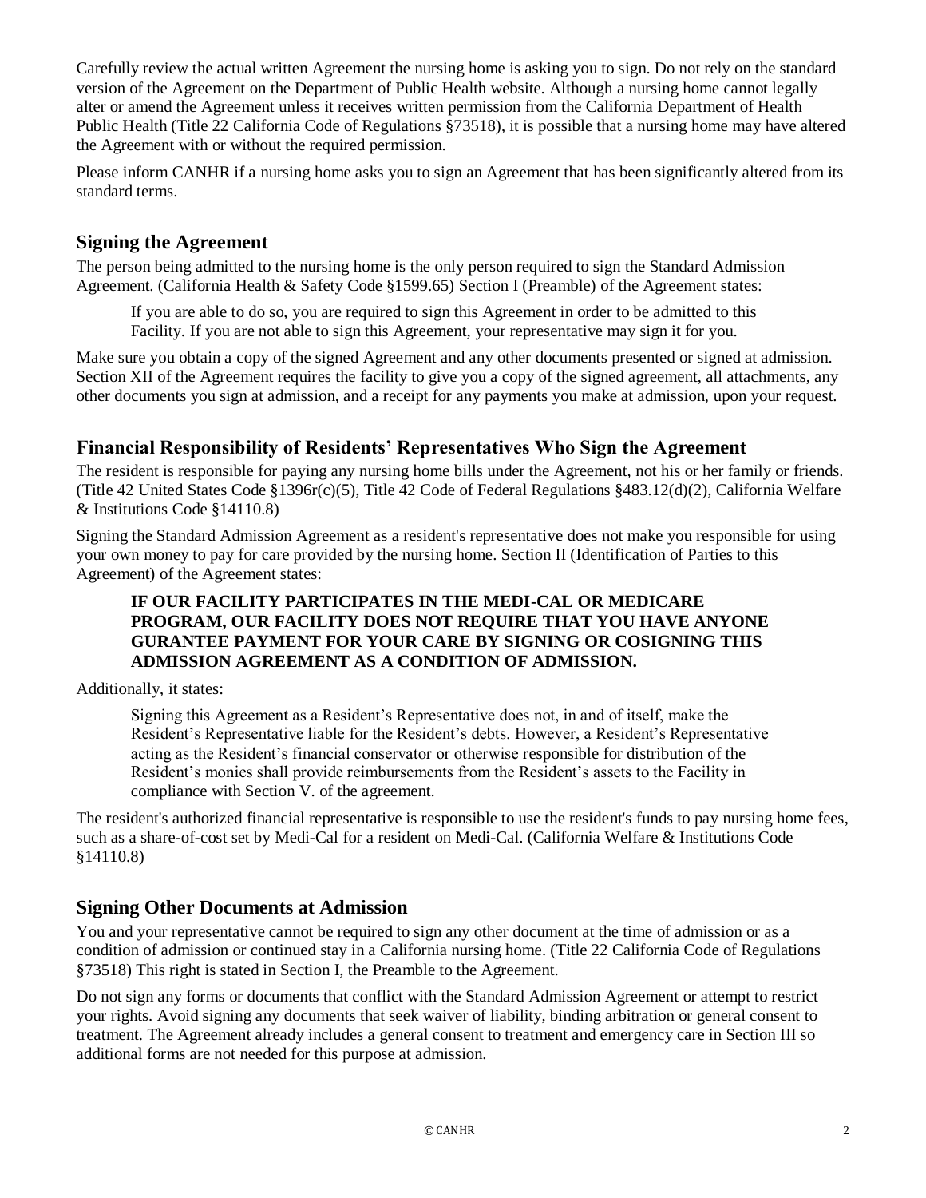Carefully review the actual written Agreement the nursing home is asking you to sign. Do not rely on the standard version of the Agreement on the Department of Public Health website. Although a nursing home cannot legally alter or amend the Agreement unless it receives written permission from the California Department of Health Public Health (Title 22 California Code of Regulations §73518), it is possible that a nursing home may have altered the Agreement with or without the required permission.

Please inform CANHR if a nursing home asks you to sign an Agreement that has been significantly altered from its standard terms.

## Signing the Agreement

The person being admitted to the nursing home is the only person required to sign the Standard Admission Agreement. (California Health & Safety Code §1599.65) Section I (Preamble) of the Agreement states:

> If you are able to do so, you are required to sign this Agreement in order to be admitted to this Facility. If you are not able to sign this Agreement, your representative may sign it for you.

Make sure you obtain a copy of the signed Agreement and any other documents presented or signed at admission. Section XII of the Agreement requires the facility to give you a copy of the signed agreement, all attachments, any other documents you sign at admission, and a receipt for any payments you make at admission, upon your request.

## Financial Responsibility of Residents' Representatives Who Sign the Agreement

The resident is responsible for paying any nursing home bills under the Agreement, not his or her family or friends. (Title 42 United States Code §1396r(c)(5), Title 42 Code of Federal Regulations §483.12(d)(2), California Welfare & Institutions Code §14110.8)

Signing the Standard Admission Agreement as a resident's representative does not make you responsible for using your own money to pay for care provided by the nursing home. Section II (Identification of Parties to this Agreement) of the Agreement states:

> **IF OUR FACILITY PARTICIPATES IN THE MEDI-CAL OR MEDICARE PROGRAM, OUR FACILITY DOES NOT REQUIRE THAT YOU HAVE ANYONE GURANTEE PAYMENT FOR YOUR CARE BY SIGNING OR COSIGNING THIS ADMISSION AGREEMENT AS A CONDITION OF ADMISSION.**

Additionally, it states:

> Signing this Agreement as a Resident's Representative does not, in and of itself, make the Resident's Representative liable for the Resident's debts. However, a Resident's Representative acting as the Resident's financial conservator or otherwise responsible for distribution of the Resident's monies shall provide reimbursements from the Resident's assets to the Facility in compliance with Section V. of the agreement.

The resident's authorized financial representative is responsible to use the resident's funds to pay nursing home fees, such as a share-of-cost set by Medi-Cal for a resident on Medi-Cal. (California Welfare & Institutions Code §14110.8)

## Signing Other Documents at Admission

You and your representative cannot be required to sign any other document at the time of admission or as a condition of admission or continued stay in a California nursing home. (Title 22 California Code of Regulations §73518) This right is stated in Section I, the Preamble to the Agreement.

Do not sign any forms or documents that conflict with the Standard Admission Agreement or attempt to restrict your rights. Avoid signing any documents that seek waiver of liability, binding arbitration or general consent to treatment. The Agreement already includes a general consent to treatment and emergency care in Section III so additional forms are not needed for this purpose at admission.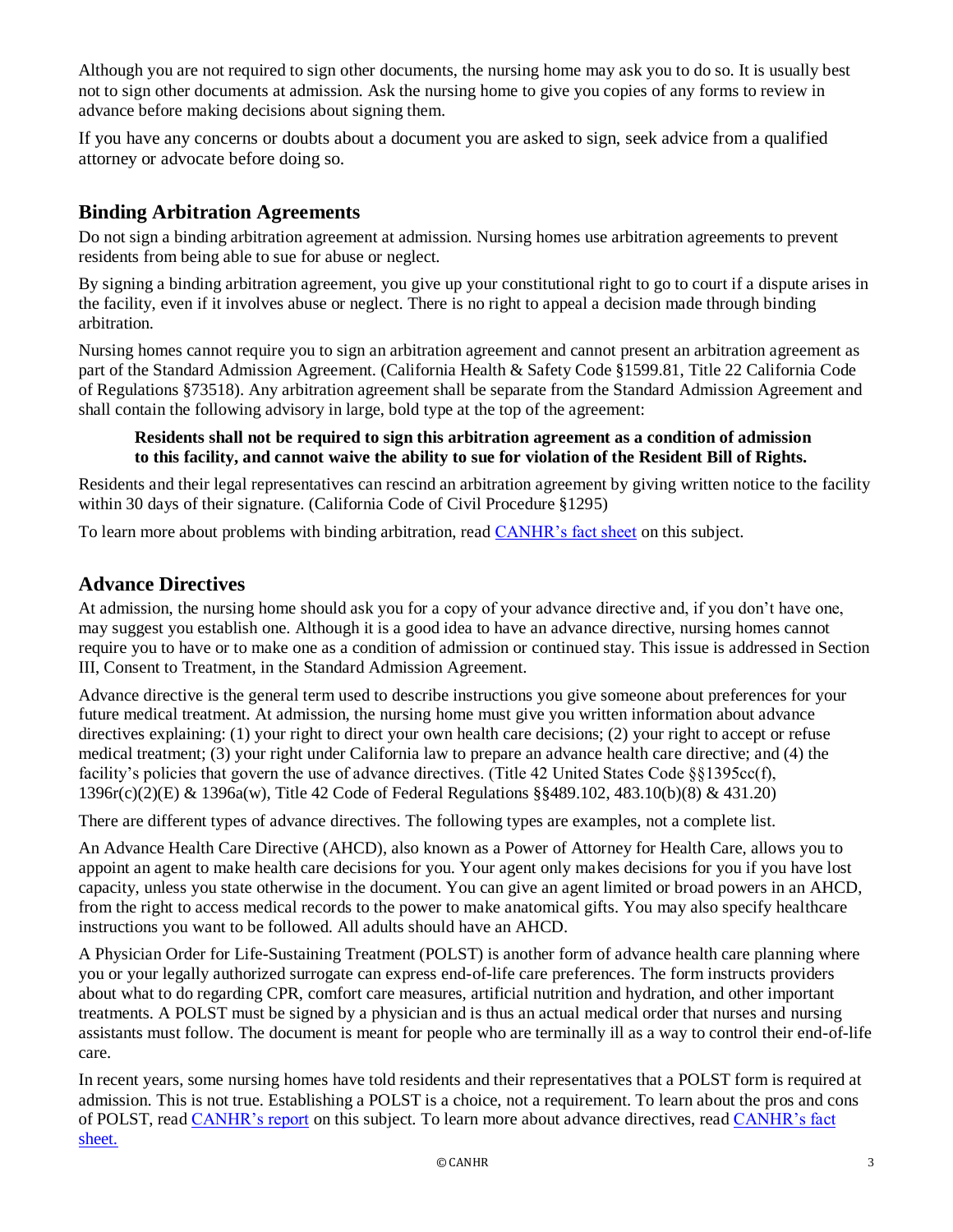Although you are not required to sign other documents, the nursing home may ask you to do so. It is usually best not to sign other documents at admission. Ask the nursing home to give you copies of any forms to review in advance before making decisions about signing them.

If you have any concerns or doubts about a document you are asked to sign, seek advice from a qualified attorney or advocate before doing so.

## Binding Arbitration Agreements

Do not sign a binding arbitration agreement at admission. Nursing homes use arbitration agreements to prevent residents from being able to sue for abuse or neglect.

By signing a binding arbitration agreement, you give up your constitutional right to go to court if a dispute arises in the facility, even if it involves abuse or neglect. There is no right to appeal a decision made through binding arbitration.

Nursing homes cannot require you to sign an arbitration agreement and cannot present an arbitration agreement as part of the Standard Admission Agreement. (California Health & Safety Code §1599.81, Title 22 California Code of Regulations §73518). Any arbitration agreement shall be separate from the Standard Admission Agreement and shall contain the following advisory in large, bold type at the top of the agreement:

> **Residents shall not be required to sign this arbitration agreement as a condition of admission to this facility, and cannot waive the ability to sue for violation of the Resident Bill of Rights.**

Residents and their legal representatives can rescind an arbitration agreement by giving written notice to the facility within 30 days of their signature. (California Code of Civil Procedure §1295)

To learn more about problems with binding arbitration, read CANHR's fact sheet on this subject.

## Advance Directives

At admission, the nursing home should ask you for a copy of your advance directive and, if you don't have one, may suggest you establish one. Although it is a good idea to have an advance directive, nursing homes cannot require you to have or to make one as a condition of admission or continued stay. This issue is addressed in Section III, Consent to Treatment, in the Standard Admission Agreement.

Advance directive is the general term used to describe instructions you give someone about preferences for your future medical treatment. At admission, the nursing home must give you written information about advance directives explaining: (1) your right to direct your own health care decisions; (2) your right to accept or refuse medical treatment; (3) your right under California law to prepare an advance health care directive; and (4) the facility's policies that govern the use of advance directives. (Title 42 United States Code §§1395cc(f), 1396r(c)(2)(E) & 1396a(w), Title 42 Code of Federal Regulations §§489.102, 483.10(b)(8) & 431.20)

There are different types of advance directives. The following types are examples, not a complete list.

An Advance Health Care Directive (AHCD), also known as a Power of Attorney for Health Care, allows you to appoint an agent to make health care decisions for you. Your agent only makes decisions for you if you have lost capacity, unless you state otherwise in the document. You can give an agent limited or broad powers in an AHCD, from the right to access medical records to the power to make anatomical gifts. You may also specify healthcare instructions you want to be followed. All adults should have an AHCD.

A Physician Order for Life-Sustaining Treatment (POLST) is another form of advance health care planning where you or your legally authorized surrogate can express end-of-life care preferences. The form instructs providers about what to do regarding CPR, comfort care measures, artificial nutrition and hydration, and other important treatments. A POLST must be signed by a physician and is thus an actual medical order that nurses and nursing assistants must follow. The document is meant for people who are terminally ill as a way to control their end-of-life care.

In recent years, some nursing homes have told residents and their representatives that a POLST form is required at admission. This is not true. Establishing a POLST is a choice, not a requirement. To learn about the pros and cons of POLST, read CANHR's report on this subject. To learn more about advance directives, read CANHR's fact sheet.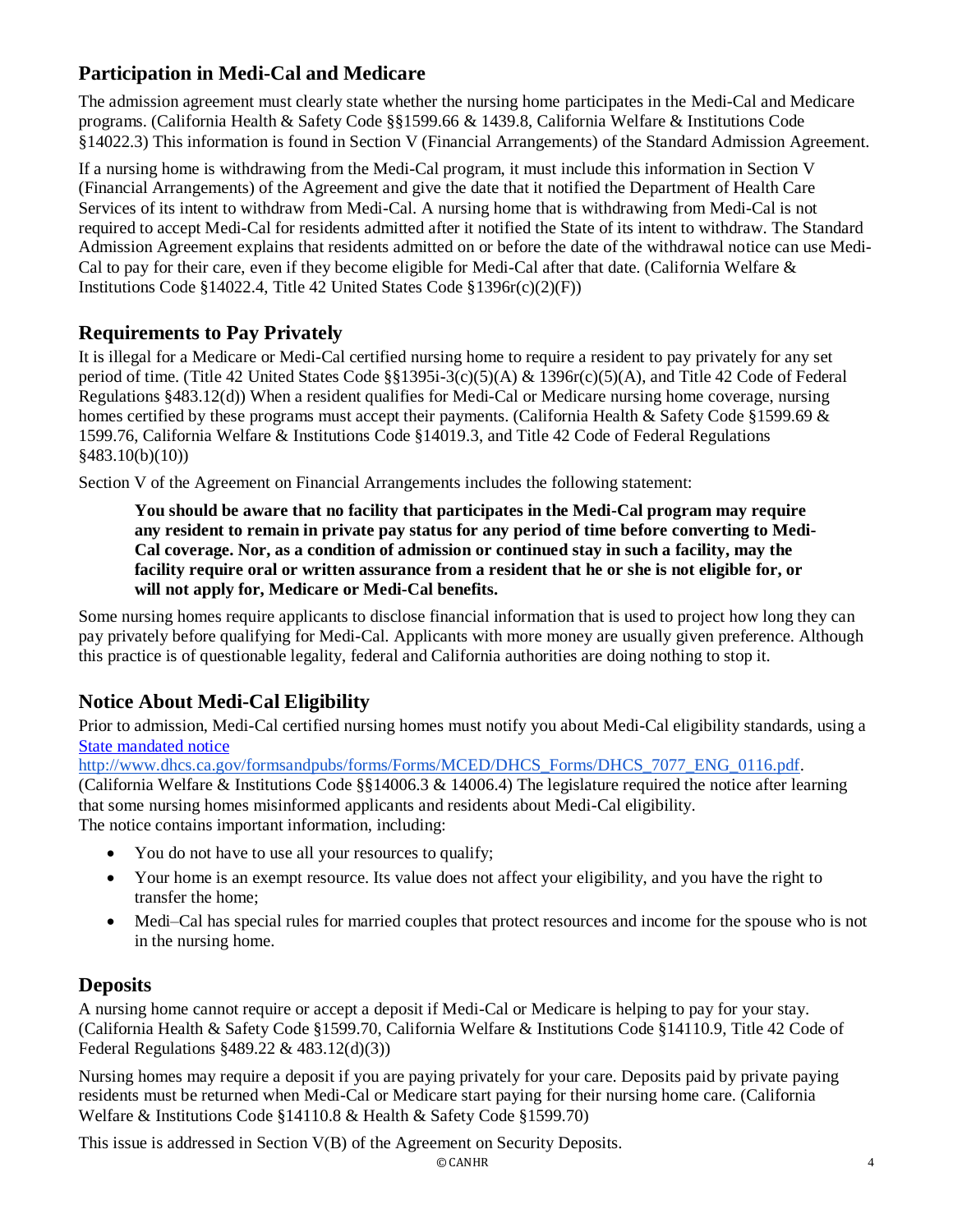## Participation in Medi-Cal and Medicare

The admission agreement must clearly state whether the nursing home participates in the Medi-Cal and Medicare programs. (California Health & Safety Code §§1599.66 & 1439.8, California Welfare & Institutions Code §14022.3) This information is found in Section V (Financial Arrangements) of the Standard Admission Agreement.

If a nursing home is withdrawing from the Medi-Cal program, it must include this information in Section V (Financial Arrangements) of the Agreement and give the date that it notified the Department of Health Care Services of its intent to withdraw from Medi-Cal. A nursing home that is withdrawing from Medi-Cal is not required to accept Medi-Cal for residents admitted after it notified the State of its intent to withdraw. The Standard Admission Agreement explains that residents admitted on or before the date of the withdrawal notice can use Medi-Cal to pay for their care, even if they become eligible for Medi-Cal after that date. (California Welfare & Institutions Code §14022.4, Title 42 United States Code §1396r(c)(2)(F))

## Requirements to Pay Privately

It is illegal for a Medicare or Medi-Cal certified nursing home to require a resident to pay privately for any set period of time. (Title 42 United States Code §§1395i-3(c)(5)(A) & 1396r(c)(5)(A), and Title 42 Code of Federal Regulations §483.12(d)) When a resident qualifies for Medi-Cal or Medicare nursing home coverage, nursing homes certified by these programs must accept their payments. (California Health & Safety Code §1599.69 & 1599.76, California Welfare & Institutions Code §14019.3, and Title 42 Code of Federal Regulations §483.10(b)(10))

Section V of the Agreement on Financial Arrangements includes the following statement:

> **You should be aware that no facility that participates in the Medi-Cal program may require any resident to remain in private pay status for any period of time before converting to Medi-Cal coverage. Nor, as a condition of admission or continued stay in such a facility, may the facility require oral or written assurance from a resident that he or she is not eligible for, or will not apply for, Medicare or Medi-Cal benefits.**

Some nursing homes require applicants to disclose financial information that is used to project how long they can pay privately before qualifying for Medi-Cal. Applicants with more money are usually given preference. Although this practice is of questionable legality, federal and California authorities are doing nothing to stop it.

## Notice About Medi-Cal Eligibility

Prior to admission, Medi-Cal certified nursing homes must notify you about Medi-Cal eligibility standards, using a [State mandated notice](http://www.dhcs.ca.gov/formsandpubs/forms/Forms/MCED/DHCS_Forms/DHCS_7077_ENG_0116.pdf) http://www.dhcs.ca.gov/formsandpubs/forms/Forms/MCED/DHCS_Forms/DHCS_7077_ENG_0116.pdf. (California Welfare & Institutions Code §§14006.3 & 14006.4) The legislature required the notice after learning that some nursing homes misinformed applicants and residents about Medi-Cal eligibility.
The notice contains important information, including:

- You do not have to use all your resources to qualify;
- Your home is an exempt resource. Its value does not affect your eligibility, and you have the right to transfer the home;
- Medi–Cal has special rules for married couples that protect resources and income for the spouse who is not in the nursing home.

## Deposits

A nursing home cannot require or accept a deposit if Medi-Cal or Medicare is helping to pay for your stay. (California Health & Safety Code §1599.70, California Welfare & Institutions Code §14110.9, Title 42 Code of Federal Regulations §489.22 & 483.12(d)(3))

Nursing homes may require a deposit if you are paying privately for your care. Deposits paid by private paying residents must be returned when Medi-Cal or Medicare start paying for their nursing home care. (California Welfare & Institutions Code §14110.8 & Health & Safety Code §1599.70)

This issue is addressed in Section V(B) of the Agreement on Security Deposits.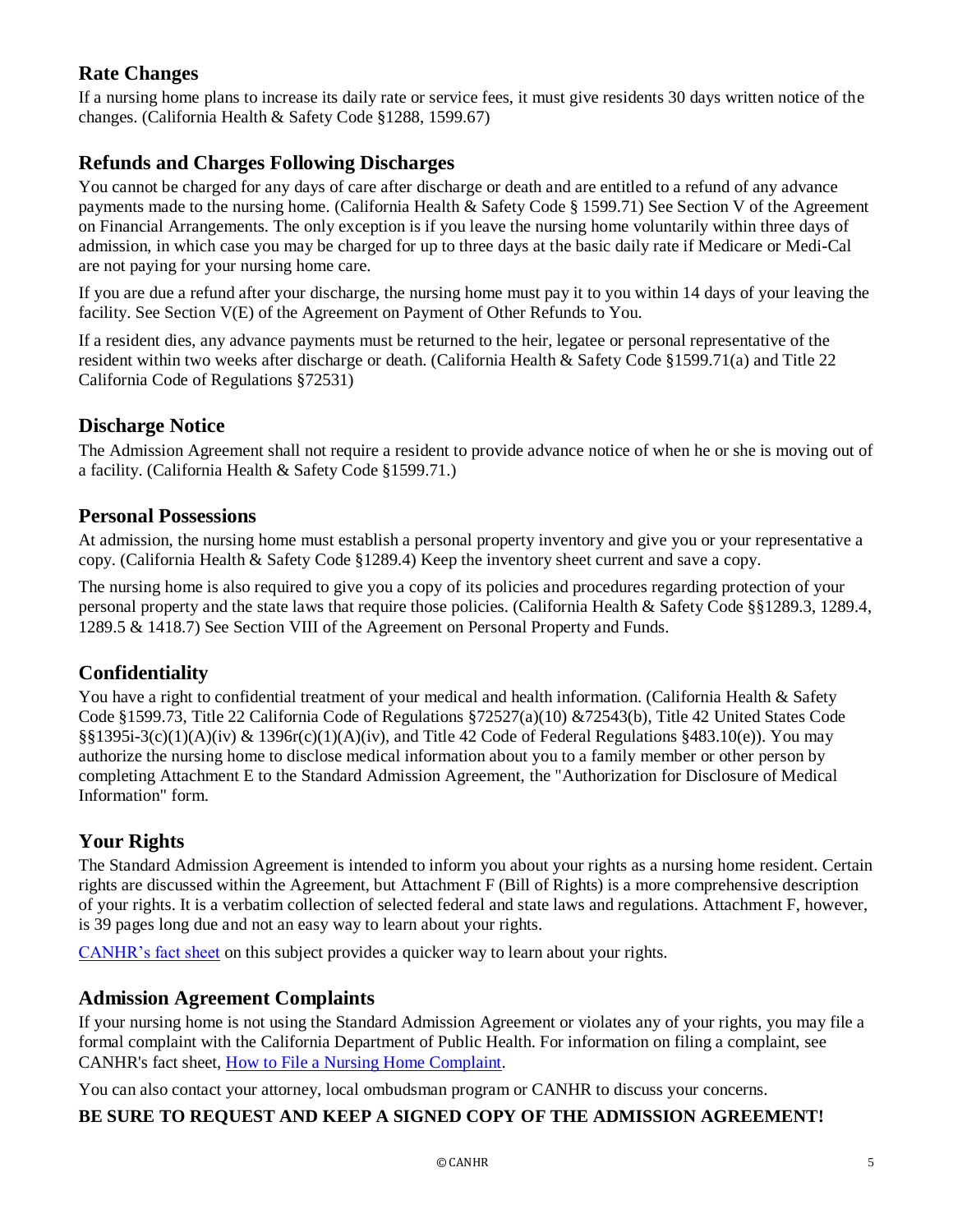## Rate Changes

If a nursing home plans to increase its daily rate or service fees, it must give residents 30 days written notice of the changes. (California Health & Safety Code §1288, 1599.67)

## Refunds and Charges Following Discharges

You cannot be charged for any days of care after discharge or death and are entitled to a refund of any advance payments made to the nursing home. (California Health & Safety Code § 1599.71) See Section V of the Agreement on Financial Arrangements. The only exception is if you leave the nursing home voluntarily within three days of admission, in which case you may be charged for up to three days at the basic daily rate if Medicare or Medi-Cal are not paying for your nursing home care.

If you are due a refund after your discharge, the nursing home must pay it to you within 14 days of your leaving the facility. See Section V(E) of the Agreement on Payment of Other Refunds to You.

If a resident dies, any advance payments must be returned to the heir, legatee or personal representative of the resident within two weeks after discharge or death. (California Health & Safety Code §1599.71(a) and Title 22 California Code of Regulations §72531)

## Discharge Notice

The Admission Agreement shall not require a resident to provide advance notice of when he or she is moving out of a facility. (California Health & Safety Code §1599.71.)

## Personal Possessions

At admission, the nursing home must establish a personal property inventory and give you or your representative a copy. (California Health & Safety Code §1289.4) Keep the inventory sheet current and save a copy.

The nursing home is also required to give you a copy of its policies and procedures regarding protection of your personal property and the state laws that require those policies. (California Health & Safety Code §§1289.3, 1289.4, 1289.5 & 1418.7) See Section VIII of the Agreement on Personal Property and Funds.

## Confidentiality

You have a right to confidential treatment of your medical and health information. (California Health & Safety Code §1599.73, Title 22 California Code of Regulations §72527(a)(10) &72543(b), Title 42 United States Code §§1395i-3(c)(1)(A)(iv) & 1396r(c)(1)(A)(iv), and Title 42 Code of Federal Regulations §483.10(e)). You may authorize the nursing home to disclose medical information about you to a family member or other person by completing Attachment E to the Standard Admission Agreement, the "Authorization for Disclosure of Medical Information" form.

## Your Rights

The Standard Admission Agreement is intended to inform you about your rights as a nursing home resident. Certain rights are discussed within the Agreement, but Attachment F (Bill of Rights) is a more comprehensive description of your rights. It is a verbatim collection of selected federal and state laws and regulations. Attachment F, however, is 39 pages long due and not an easy way to learn about your rights.

CANHR's fact sheet on this subject provides a quicker way to learn about your rights.

## Admission Agreement Complaints

If your nursing home is not using the Standard Admission Agreement or violates any of your rights, you may file a formal complaint with the California Department of Public Health. For information on filing a complaint, see CANHR's fact sheet, How to File a Nursing Home Complaint.

You can also contact your attorney, local ombudsman program or CANHR to discuss your concerns.

**BE SURE TO REQUEST AND KEEP A SIGNED COPY OF THE ADMISSION AGREEMENT!**